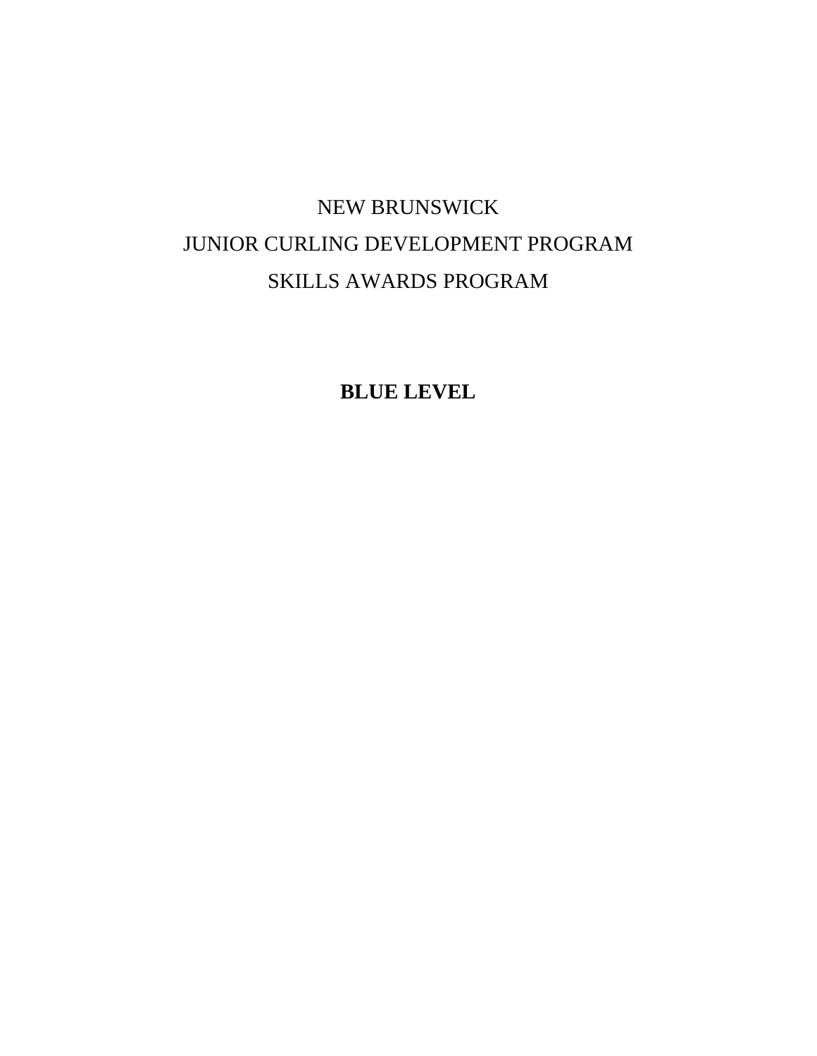# NEW BRUNSWICK
# JUNIOR CURLING DEVELOPMENT PROGRAM
# SKILLS AWARDS PROGRAM

## **BLUE LEVEL**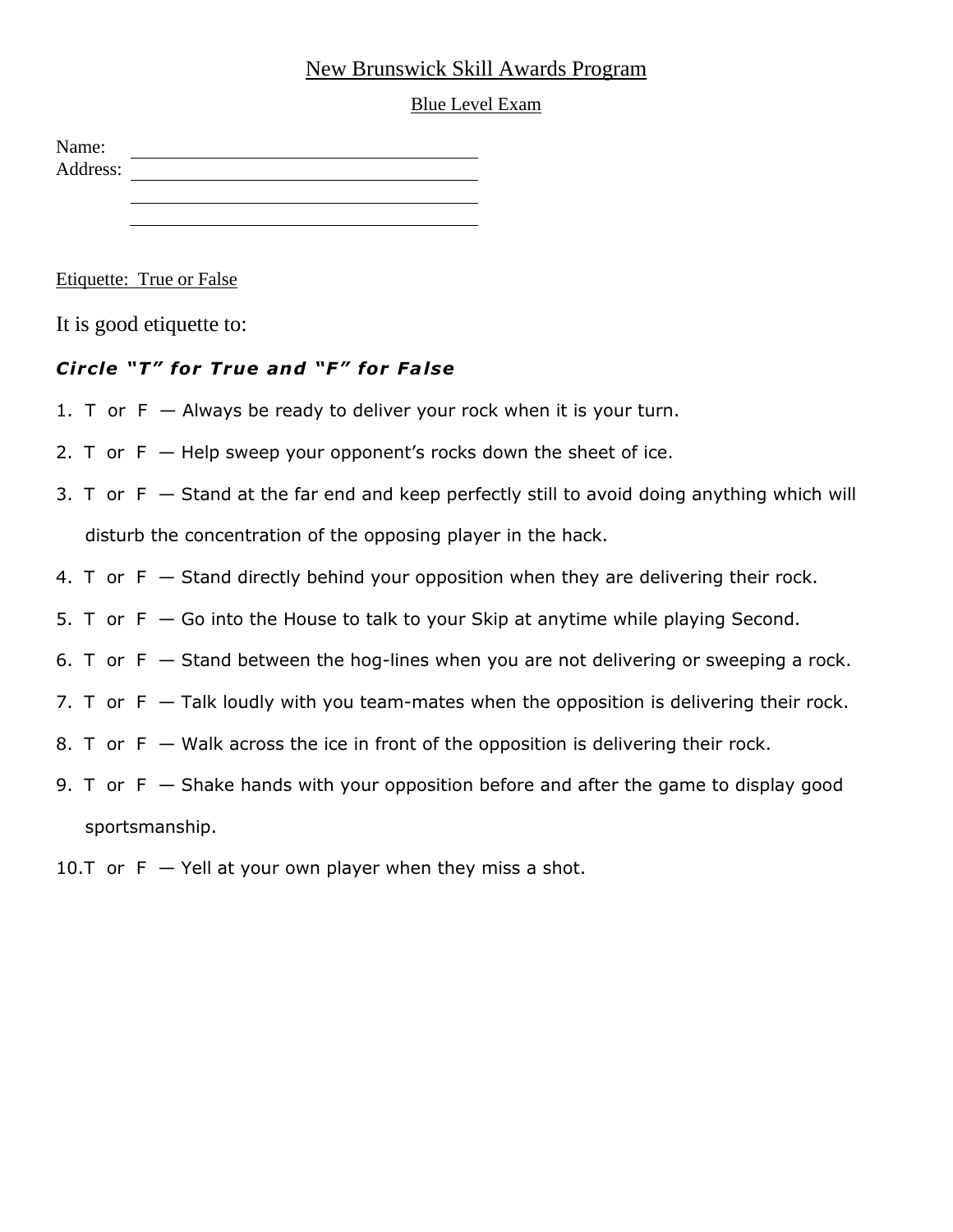# New Brunswick Skill Awards Program

## Blue Level Exam

Name: ______________________________

Address: ______________________________

______________________________

______________________________

Etiquette: True or False

It is good etiquette to:

***Circle "T" for True and "F" for False***

1. T or F — Always be ready to deliver your rock when it is your turn.
2. T or F — Help sweep your opponent's rocks down the sheet of ice.
3. T or F — Stand at the far end and keep perfectly still to avoid doing anything which will disturb the concentration of the opposing player in the hack.
4. T or F — Stand directly behind your opposition when they are delivering their rock.
5. T or F — Go into the House to talk to your Skip at anytime while playing Second.
6. T or F — Stand between the hog-lines when you are not delivering or sweeping a rock.
7. T or F — Talk loudly with you team-mates when the opposition is delivering their rock.
8. T or F — Walk across the ice in front of the opposition is delivering their rock.
9. T or F — Shake hands with your opposition before and after the game to display good sportsmanship.
10. T or F — Yell at your own player when they miss a shot.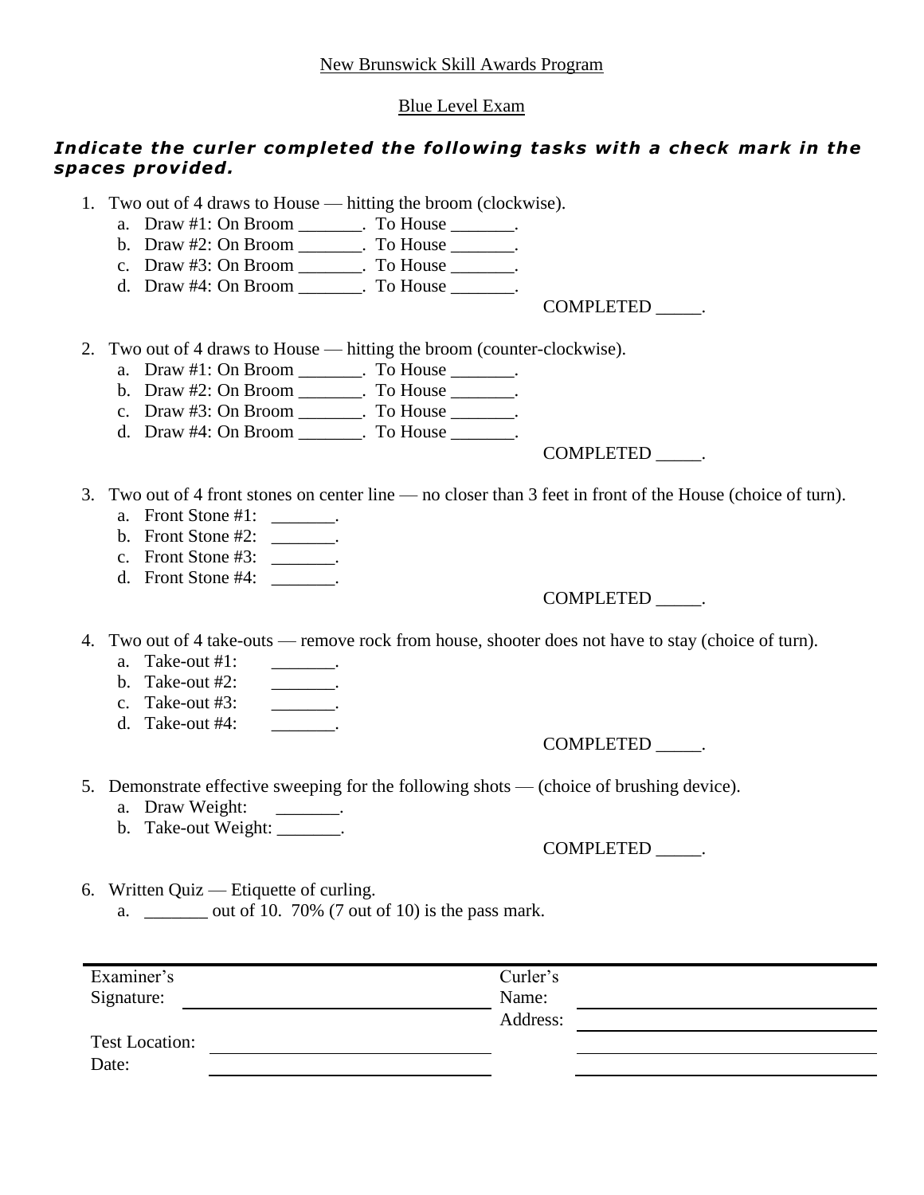New Brunswick Skill Awards Program

Blue Level Exam

***Indicate the curler completed the following tasks with a check mark in the spaces provided.***

1. Two out of 4 draws to House — hitting the broom (clockwise).
   a. Draw #1: On Broom _______. To House _______.
   b. Draw #2: On Broom _______. To House _______.
   c. Draw #3: On Broom _______. To House _______.
   d. Draw #4: On Broom _______. To House _______.

   COMPLETED _____.

2. Two out of 4 draws to House — hitting the broom (counter-clockwise).
   a. Draw #1: On Broom _______. To House _______.
   b. Draw #2: On Broom _______. To House _______.
   c. Draw #3: On Broom _______. To House _______.
   d. Draw #4: On Broom _______. To House _______.

   COMPLETED _____.

3. Two out of 4 front stones on center line — no closer than 3 feet in front of the House (choice of turn).
   a. Front Stone #1: _______.
   b. Front Stone #2: _______.
   c. Front Stone #3: _______.
   d. Front Stone #4: _______.

   COMPLETED _____.

4. Two out of 4 take-outs — remove rock from house, shooter does not have to stay (choice of turn).
   a. Take-out #1: _______.
   b. Take-out #2: _______.
   c. Take-out #3: _______.
   d. Take-out #4: _______.

   COMPLETED _____.

5. Demonstrate effective sweeping for the following shots — (choice of brushing device).
   a. Draw Weight: _______.
   b. Take-out Weight: _______.

   COMPLETED _____.

6. Written Quiz — Etiquette of curling.
   a. _______ out of 10. 70% (7 out of 10) is the pass mark.

| | | | |
|---|---|---|---|
| Examiner's Signature: | | Curler's Name: | |
| | | Address: | |
| Test Location: | | | |
| Date: | | | |